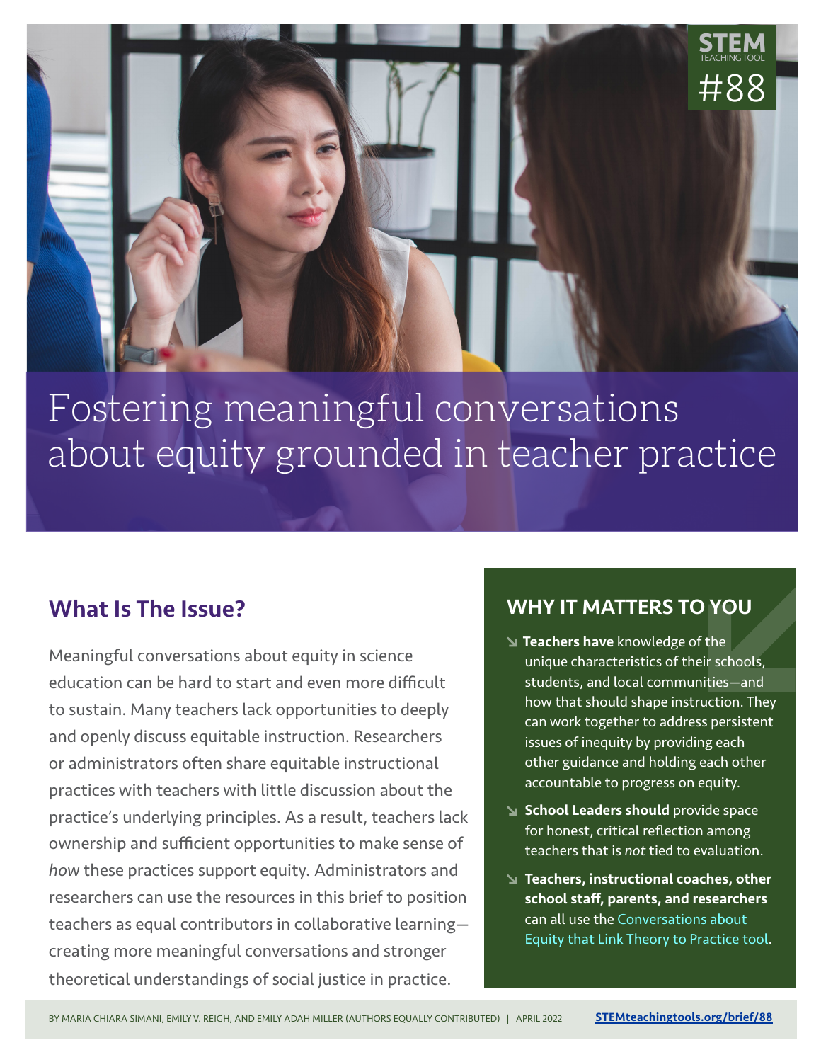STEM TEACHING TOOL #88

# Fostering meaningful conversations about equity grounded in teacher practice

## What Is The Issue?

Meaningful conversations about equity in science education can be hard to start and even more difficult to sustain. Many teachers lack opportunities to deeply and openly discuss equitable instruction. Researchers or administrators often share equitable instructional practices with teachers with little discussion about the practice's underlying principles. As a result, teachers lack ownership and sufficient opportunities to make sense of *how* these practices support equity. Administrators and researchers can use the resources in this brief to position teachers as equal contributors in collaborative learning—creating more meaningful conversations and stronger theoretical understandings of social justice in practice.

## WHY IT MATTERS TO YOU

- **Teachers have** knowledge of the unique characteristics of their schools, students, and local communities—and how that should shape instruction. They can work together to address persistent issues of inequity by providing each other guidance and holding each other accountable to progress on equity.
- **School Leaders should** provide space for honest, critical reflection among teachers that is *not* tied to evaluation.
- **Teachers, instructional coaches, other school staff, parents, and researchers** can all use the Conversations about Equity that Link Theory to Practice tool.

BY MARIA CHIARA SIMANI, EMILY V. REIGH, AND EMILY ADAH MILLER (AUTHORS EQUALLY CONTRIBUTED) | APRIL 2022 **STEMteachingtools.org/brief/88**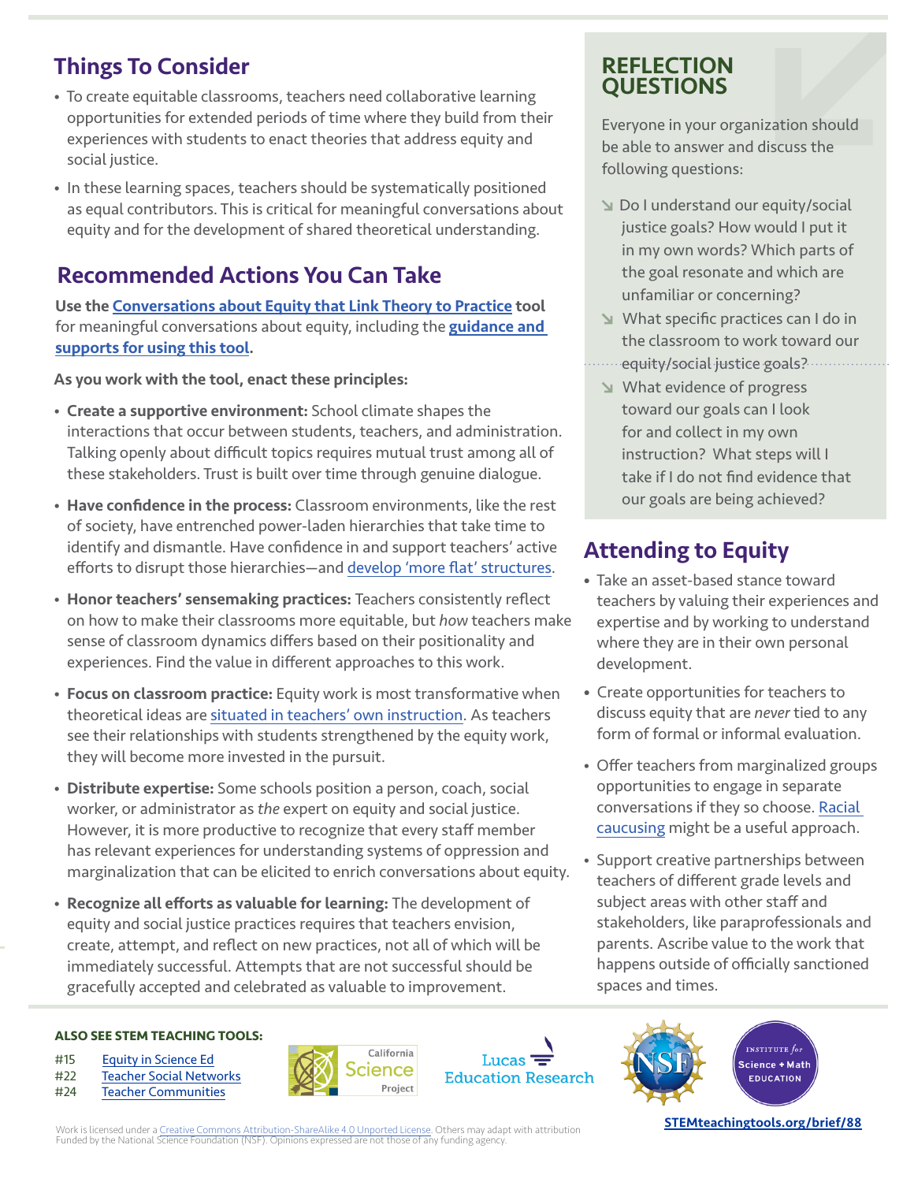## Things To Consider

- To create equitable classrooms, teachers need collaborative learning opportunities for extended periods of time where they build from their experiences with students to enact theories that address equity and social justice.
- In these learning spaces, teachers should be systematically positioned as equal contributors. This is critical for meaningful conversations about equity and for the development of shared theoretical understanding.

## Recommended Actions You Can Take

**Use the Conversations about Equity that Link Theory to Practice tool** for meaningful conversations about equity, including the **guidance and supports for using this tool.**

**As you work with the tool, enact these principles:**

- **Create a supportive environment:** School climate shapes the interactions that occur between students, teachers, and administration. Talking openly about difficult topics requires mutual trust among all of these stakeholders. Trust is built over time through genuine dialogue.
- **Have confidence in the process:** Classroom environments, like the rest of society, have entrenched power-laden hierarchies that take time to identify and dismantle. Have confidence in and support teachers' active efforts to disrupt those hierarchies—and develop 'more flat' structures.
- **Honor teachers' sensemaking practices:** Teachers consistently reflect on how to make their classrooms more equitable, but *how* teachers make sense of classroom dynamics differs based on their positionality and experiences. Find the value in different approaches to this work.
- **Focus on classroom practice:** Equity work is most transformative when theoretical ideas are situated in teachers' own instruction. As teachers see their relationships with students strengthened by the equity work, they will become more invested in the pursuit.
- **Distribute expertise:** Some schools position a person, coach, social worker, or administrator as *the* expert on equity and social justice. However, it is more productive to recognize that every staff member has relevant experiences for understanding systems of oppression and marginalization that can be elicited to enrich conversations about equity.
- **Recognize all efforts as valuable for learning:** The development of equity and social justice practices requires that teachers envision, create, attempt, and reflect on new practices, not all of which will be immediately successful. Attempts that are not successful should be gracefully accepted and celebrated as valuable to improvement.

## REFLECTION QUESTIONS

Everyone in your organization should be able to answer and discuss the following questions:

- Do I understand our equity/social justice goals? How would I put it in my own words? Which parts of the goal resonate and which are unfamiliar or concerning?
- What specific practices can I do in the classroom to work toward our equity/social justice goals?
- What evidence of progress toward our goals can I look for and collect in my own instruction? What steps will I take if I do not find evidence that our goals are being achieved?

## Attending to Equity

- Take an asset-based stance toward teachers by valuing their experiences and expertise and by working to understand where they are in their own personal development.
- Create opportunities for teachers to discuss equity that are *never* tied to any form of formal or informal evaluation.
- Offer teachers from marginalized groups opportunities to engage in separate conversations if they so choose. Racial caucusing might be a useful approach.
- Support creative partnerships between teachers of different grade levels and subject areas with other staff and stakeholders, like paraprofessionals and parents. Ascribe value to the work that happens outside of officially sanctioned spaces and times.

**ALSO SEE STEM TEACHING TOOLS:**

#15 Equity in Science Ed
#22 Teacher Social Networks
#24 Teacher Communities

California Science Project

Lucas Education Research

NSF

Institute for Science + Math Education

Work is licensed under a Creative Commons Attribution-ShareAlike 4.0 Unported License. Others may adapt with attribution Funded by the National Science Foundation (NSF). Opinions expressed are not those of any funding agency.

**STEMteachingtools.org/brief/88**